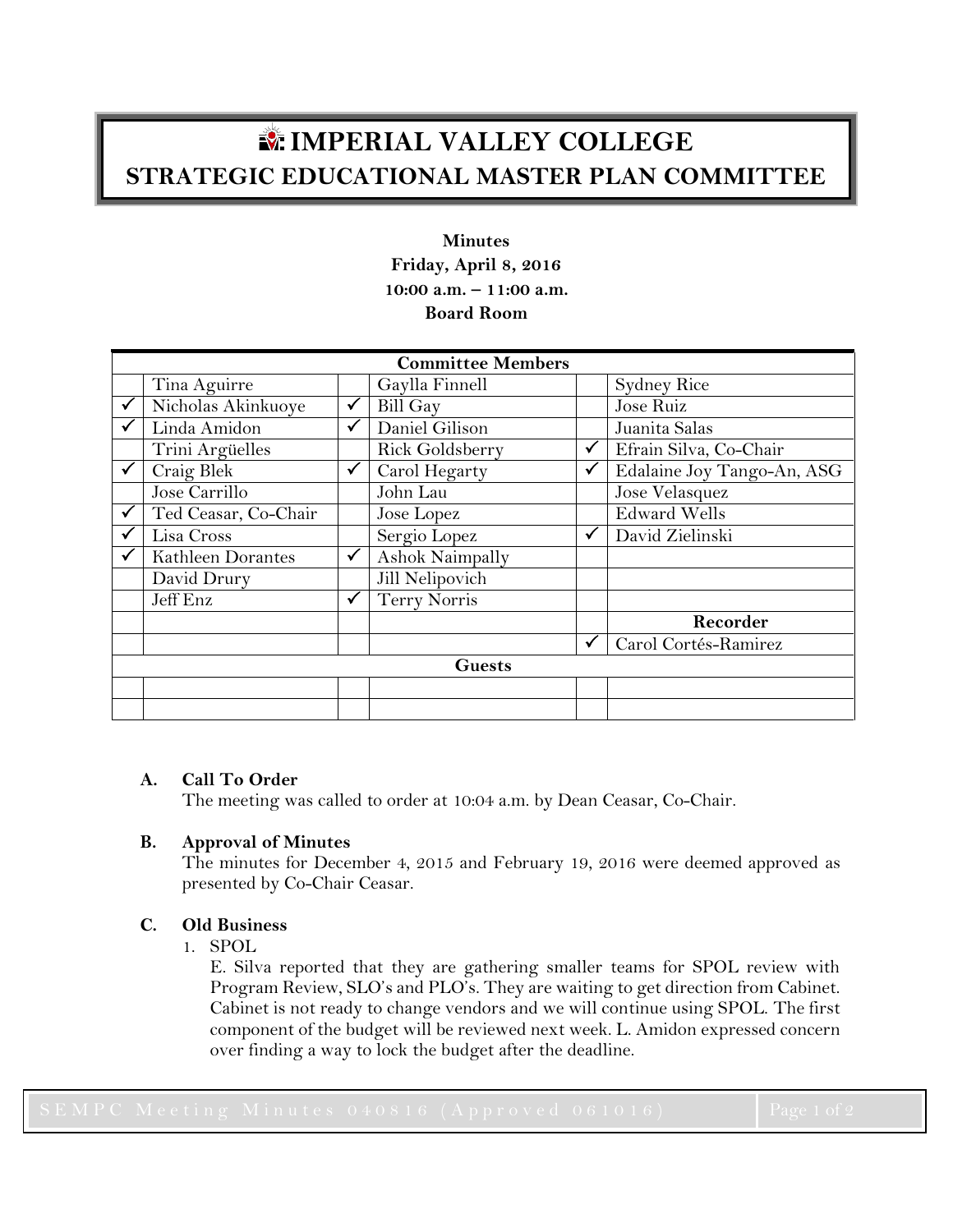# IMPERIAL VALLEY COLLEGE
## STRATEGIC EDUCATIONAL MASTER PLAN COMMITTEE

**Minutes**
**Friday, April 8, 2016**
**10:00 a.m. – 11:00 a.m.**
**Board Room**

| Committee Members | | | | | |
|---|---|---|---|---|---|
| | Tina Aguirre | | Gaylla Finnell | | Sydney Rice |
| ✓ | Nicholas Akinkuoye | ✓ | Bill Gay | | Jose Ruiz |
| ✓ | Linda Amidon | ✓ | Daniel Gilison | | Juanita Salas |
| | Trini Argüelles | | Rick Goldsberry | ✓ | Efrain Silva, Co-Chair |
| ✓ | Craig Blek | ✓ | Carol Hegarty | ✓ | Edalaine Joy Tango-An, ASG |
| | Jose Carrillo | | John Lau | | Jose Velasquez |
| ✓ | Ted Ceasar, Co-Chair | | Jose Lopez | | Edward Wells |
| ✓ | Lisa Cross | | Sergio Lopez | ✓ | David Zielinski |
| ✓ | Kathleen Dorantes | ✓ | Ashok Naimpally | | |
| | David Drury | | Jill Nelipovich | | |
| | Jeff Enz | ✓ | Terry Norris | | |
| | | | | | **Recorder** |
| | | | | ✓ | Carol Cortés-Ramirez |
| **Guests** | | | | | |
| | | | | | |
| | | | | | |

**A. Call To Order**
The meeting was called to order at 10:04 a.m. by Dean Ceasar, Co-Chair.

**B. Approval of Minutes**
The minutes for December 4, 2015 and February 19, 2016 were deemed approved as presented by Co-Chair Ceasar.

**C. Old Business**

1. SPOL
   E. Silva reported that they are gathering smaller teams for SPOL review with Program Review, SLO's and PLO's. They are waiting to get direction from Cabinet. Cabinet is not ready to change vendors and we will continue using SPOL. The first component of the budget will be reviewed next week. L. Amidon expressed concern over finding a way to lock the budget after the deadline.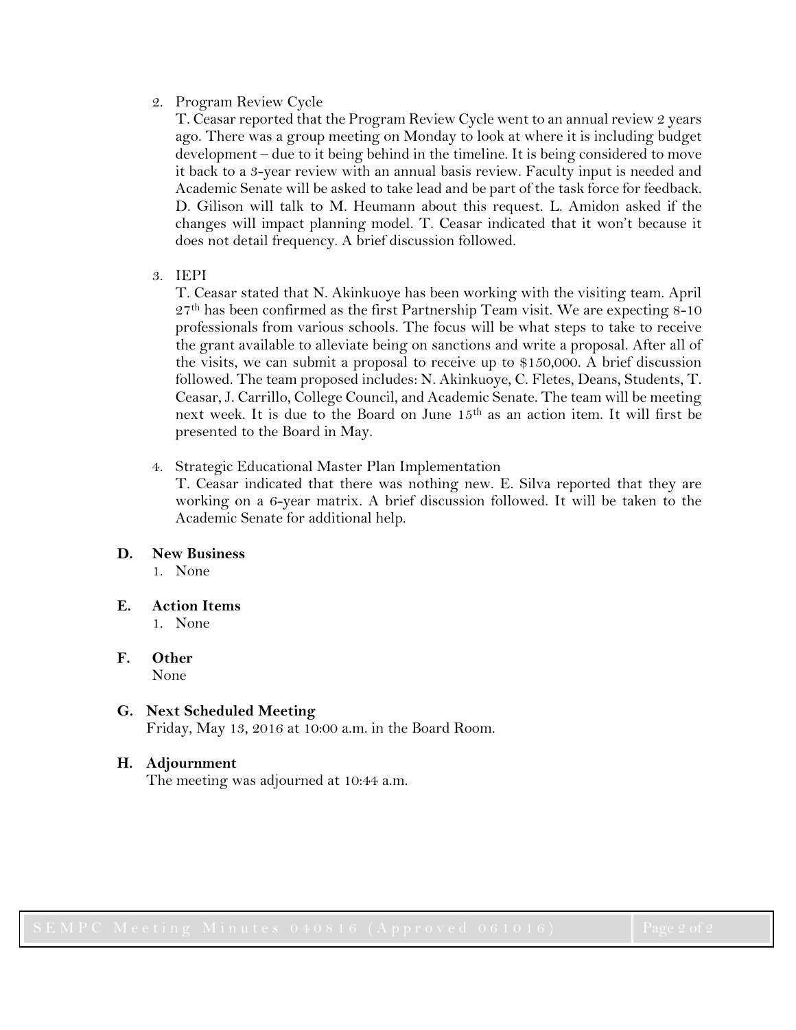2. Program Review Cycle

   T. Ceasar reported that the Program Review Cycle went to an annual review 2 years ago. There was a group meeting on Monday to look at where it is including budget development – due to it being behind in the timeline. It is being considered to move it back to a 3-year review with an annual basis review. Faculty input is needed and Academic Senate will be asked to take lead and be part of the task force for feedback. D. Gilison will talk to M. Heumann about this request. L. Amidon asked if the changes will impact planning model. T. Ceasar indicated that it won't because it does not detail frequency. A brief discussion followed.

3. IEPI

   T. Ceasar stated that N. Akinkuoye has been working with the visiting team. April 27th has been confirmed as the first Partnership Team visit. We are expecting 8-10 professionals from various schools. The focus will be what steps to take to receive the grant available to alleviate being on sanctions and write a proposal. After all of the visits, we can submit a proposal to receive up to $150,000. A brief discussion followed. The team proposed includes: N. Akinkuoye, C. Fletes, Deans, Students, T. Ceasar, J. Carrillo, College Council, and Academic Senate. The team will be meeting next week. It is due to the Board on June 15th as an action item. It will first be presented to the Board in May.

4. Strategic Educational Master Plan Implementation

   T. Ceasar indicated that there was nothing new. E. Silva reported that they are working on a 6-year matrix. A brief discussion followed. It will be taken to the Academic Senate for additional help.

**D. New Business**

1. None

**E. Action Items**

1. None

**F. Other**

None

**G. Next Scheduled Meeting**

Friday, May 13, 2016 at 10:00 a.m. in the Board Room.

**H. Adjournment**

The meeting was adjourned at 10:44 a.m.